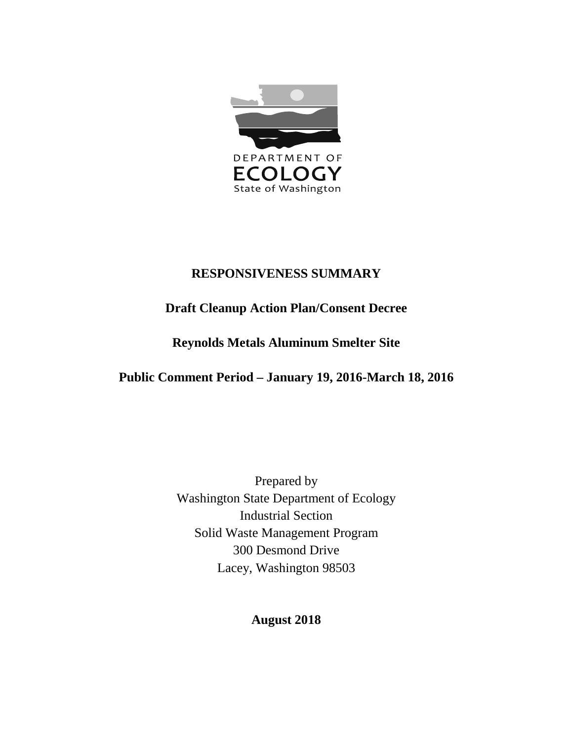DEPARTMENT OF

ECOLOGY

State of Washington

# RESPONSIVENESS SUMMARY

## Draft Cleanup Action Plan/Consent Decree

## Reynolds Metals Aluminum Smelter Site

## Public Comment Period – January 19, 2016-March 18, 2016

Prepared by
Washington State Department of Ecology
Industrial Section
Solid Waste Management Program
300 Desmond Drive
Lacey, Washington 98503

**August 2018**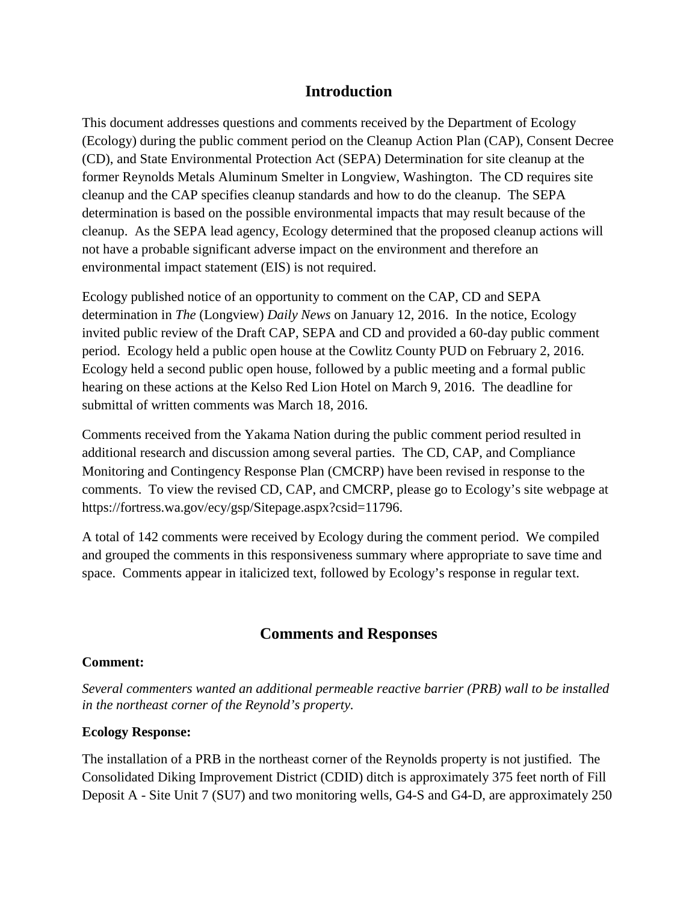## Introduction

This document addresses questions and comments received by the Department of Ecology (Ecology) during the public comment period on the Cleanup Action Plan (CAP), Consent Decree (CD), and State Environmental Protection Act (SEPA) Determination for site cleanup at the former Reynolds Metals Aluminum Smelter in Longview, Washington. The CD requires site cleanup and the CAP specifies cleanup standards and how to do the cleanup. The SEPA determination is based on the possible environmental impacts that may result because of the cleanup. As the SEPA lead agency, Ecology determined that the proposed cleanup actions will not have a probable significant adverse impact on the environment and therefore an environmental impact statement (EIS) is not required.

Ecology published notice of an opportunity to comment on the CAP, CD and SEPA determination in *The* (Longview) *Daily News* on January 12, 2016. In the notice, Ecology invited public review of the Draft CAP, SEPA and CD and provided a 60-day public comment period. Ecology held a public open house at the Cowlitz County PUD on February 2, 2016. Ecology held a second public open house, followed by a public meeting and a formal public hearing on these actions at the Kelso Red Lion Hotel on March 9, 2016. The deadline for submittal of written comments was March 18, 2016.

Comments received from the Yakama Nation during the public comment period resulted in additional research and discussion among several parties. The CD, CAP, and Compliance Monitoring and Contingency Response Plan (CMCRP) have been revised in response to the comments. To view the revised CD, CAP, and CMCRP, please go to Ecology's site webpage at https://fortress.wa.gov/ecy/gsp/Sitepage.aspx?csid=11796.

A total of 142 comments were received by Ecology during the comment period. We compiled and grouped the comments in this responsiveness summary where appropriate to save time and space. Comments appear in italicized text, followed by Ecology's response in regular text.

## Comments and Responses

**Comment:**

*Several commenters wanted an additional permeable reactive barrier (PRB) wall to be installed in the northeast corner of the Reynold's property.*

**Ecology Response:**

The installation of a PRB in the northeast corner of the Reynolds property is not justified. The Consolidated Diking Improvement District (CDID) ditch is approximately 375 feet north of Fill Deposit A - Site Unit 7 (SU7) and two monitoring wells, G4-S and G4-D, are approximately 250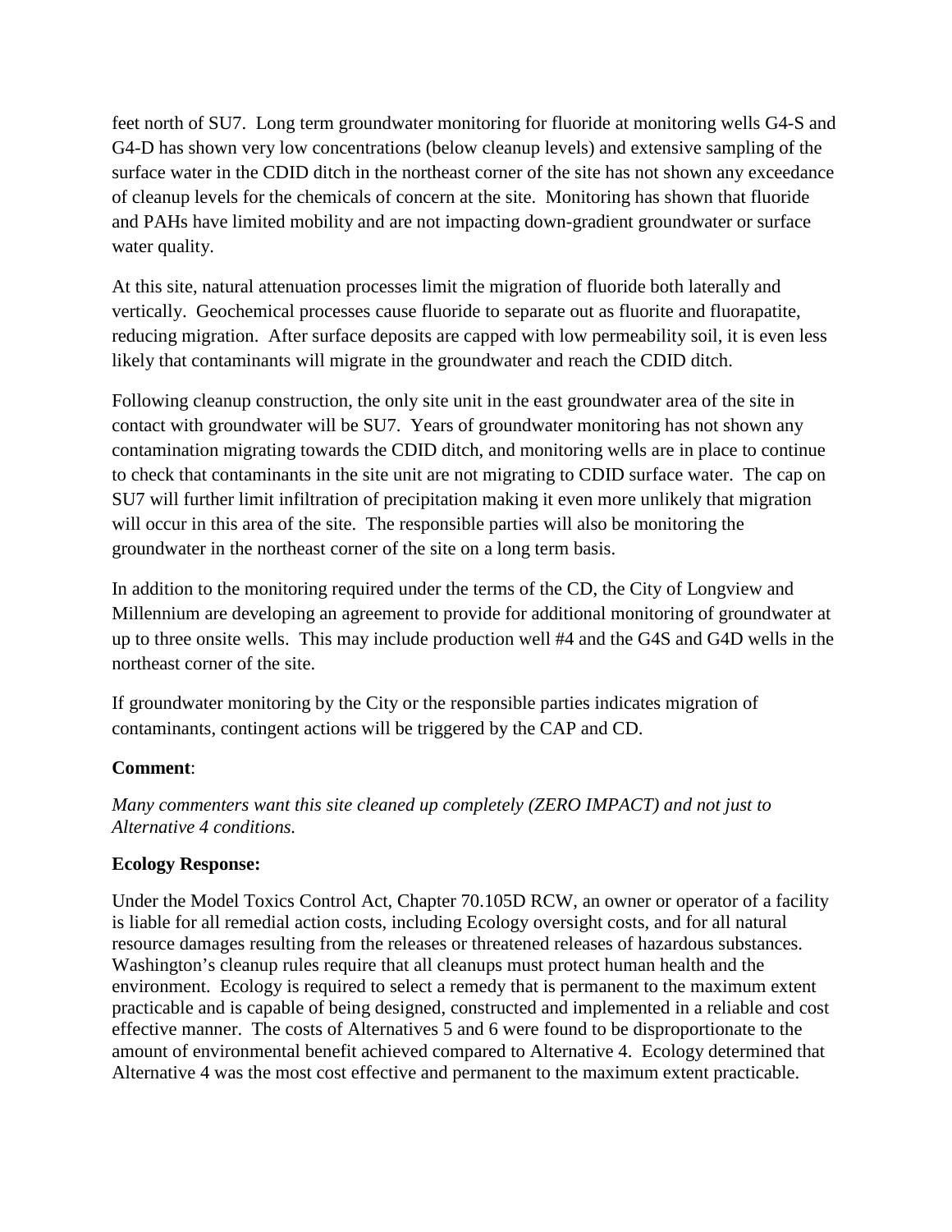feet north of SU7. Long term groundwater monitoring for fluoride at monitoring wells G4-S and G4-D has shown very low concentrations (below cleanup levels) and extensive sampling of the surface water in the CDID ditch in the northeast corner of the site has not shown any exceedance of cleanup levels for the chemicals of concern at the site. Monitoring has shown that fluoride and PAHs have limited mobility and are not impacting down-gradient groundwater or surface water quality.

At this site, natural attenuation processes limit the migration of fluoride both laterally and vertically. Geochemical processes cause fluoride to separate out as fluorite and fluorapatite, reducing migration. After surface deposits are capped with low permeability soil, it is even less likely that contaminants will migrate in the groundwater and reach the CDID ditch.

Following cleanup construction, the only site unit in the east groundwater area of the site in contact with groundwater will be SU7. Years of groundwater monitoring has not shown any contamination migrating towards the CDID ditch, and monitoring wells are in place to continue to check that contaminants in the site unit are not migrating to CDID surface water. The cap on SU7 will further limit infiltration of precipitation making it even more unlikely that migration will occur in this area of the site. The responsible parties will also be monitoring the groundwater in the northeast corner of the site on a long term basis.

In addition to the monitoring required under the terms of the CD, the City of Longview and Millennium are developing an agreement to provide for additional monitoring of groundwater at up to three onsite wells. This may include production well #4 and the G4S and G4D wells in the northeast corner of the site.

If groundwater monitoring by the City or the responsible parties indicates migration of contaminants, contingent actions will be triggered by the CAP and CD.

**Comment**:

*Many commenters want this site cleaned up completely (ZERO IMPACT) and not just to Alternative 4 conditions.*

**Ecology Response:**

Under the Model Toxics Control Act, Chapter 70.105D RCW, an owner or operator of a facility is liable for all remedial action costs, including Ecology oversight costs, and for all natural resource damages resulting from the releases or threatened releases of hazardous substances. Washington's cleanup rules require that all cleanups must protect human health and the environment. Ecology is required to select a remedy that is permanent to the maximum extent practicable and is capable of being designed, constructed and implemented in a reliable and cost effective manner. The costs of Alternatives 5 and 6 were found to be disproportionate to the amount of environmental benefit achieved compared to Alternative 4. Ecology determined that Alternative 4 was the most cost effective and permanent to the maximum extent practicable.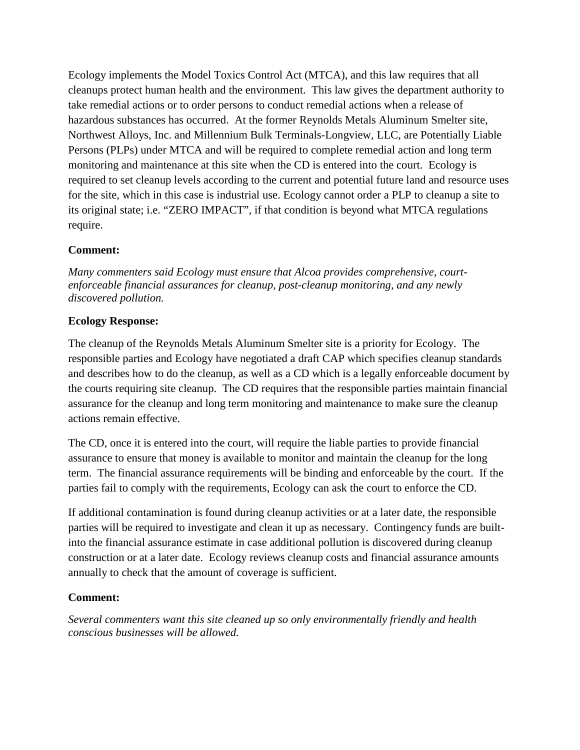Ecology implements the Model Toxics Control Act (MTCA), and this law requires that all cleanups protect human health and the environment. This law gives the department authority to take remedial actions or to order persons to conduct remedial actions when a release of hazardous substances has occurred. At the former Reynolds Metals Aluminum Smelter site, Northwest Alloys, Inc. and Millennium Bulk Terminals-Longview, LLC, are Potentially Liable Persons (PLPs) under MTCA and will be required to complete remedial action and long term monitoring and maintenance at this site when the CD is entered into the court. Ecology is required to set cleanup levels according to the current and potential future land and resource uses for the site, which in this case is industrial use. Ecology cannot order a PLP to cleanup a site to its original state; i.e. "ZERO IMPACT", if that condition is beyond what MTCA regulations require.

**Comment:**

*Many commenters said Ecology must ensure that Alcoa provides comprehensive, court-enforceable financial assurances for cleanup, post-cleanup monitoring, and any newly discovered pollution.*

**Ecology Response:**

The cleanup of the Reynolds Metals Aluminum Smelter site is a priority for Ecology. The responsible parties and Ecology have negotiated a draft CAP which specifies cleanup standards and describes how to do the cleanup, as well as a CD which is a legally enforceable document by the courts requiring site cleanup. The CD requires that the responsible parties maintain financial assurance for the cleanup and long term monitoring and maintenance to make sure the cleanup actions remain effective.

The CD, once it is entered into the court, will require the liable parties to provide financial assurance to ensure that money is available to monitor and maintain the cleanup for the long term. The financial assurance requirements will be binding and enforceable by the court. If the parties fail to comply with the requirements, Ecology can ask the court to enforce the CD.

If additional contamination is found during cleanup activities or at a later date, the responsible parties will be required to investigate and clean it up as necessary. Contingency funds are built-into the financial assurance estimate in case additional pollution is discovered during cleanup construction or at a later date. Ecology reviews cleanup costs and financial assurance amounts annually to check that the amount of coverage is sufficient.

**Comment:**

*Several commenters want this site cleaned up so only environmentally friendly and health conscious businesses will be allowed.*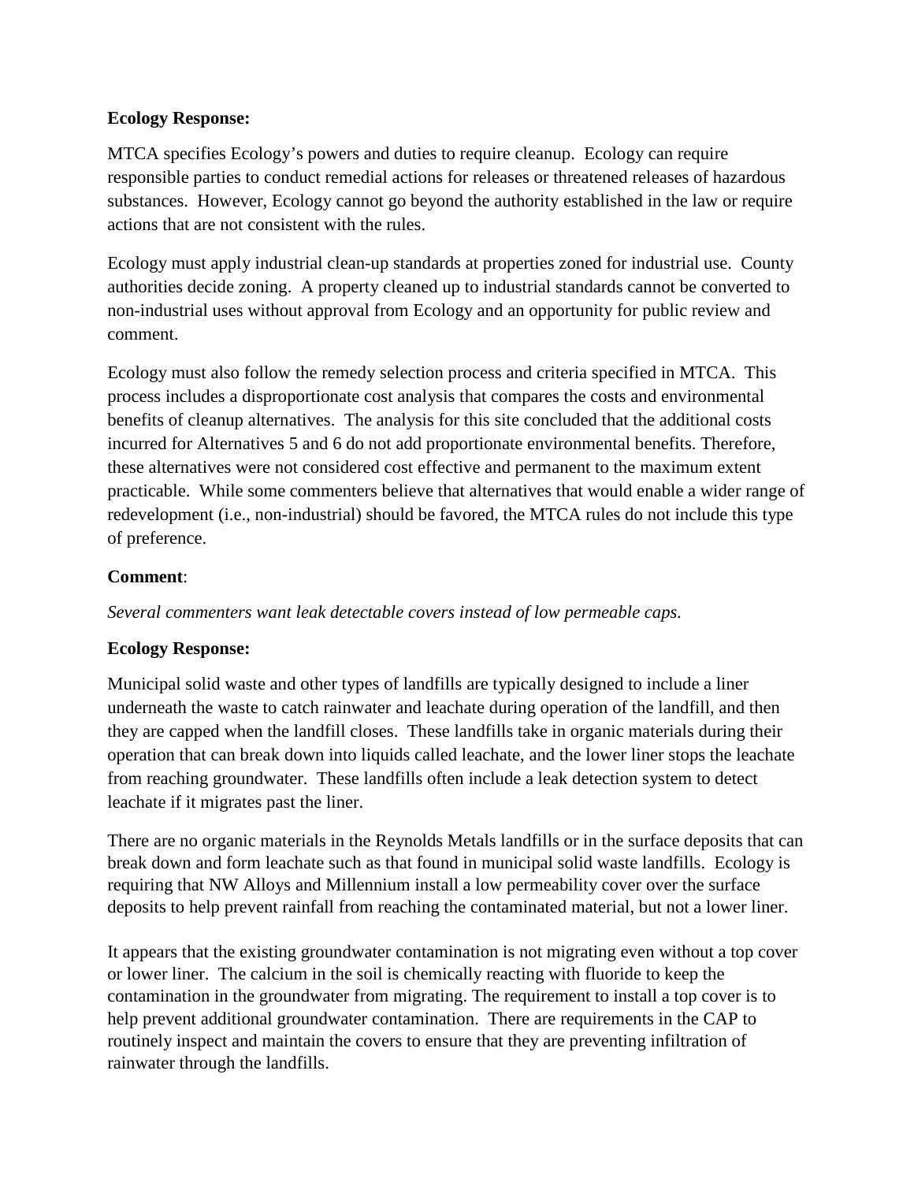**Ecology Response:**

MTCA specifies Ecology's powers and duties to require cleanup. Ecology can require responsible parties to conduct remedial actions for releases or threatened releases of hazardous substances. However, Ecology cannot go beyond the authority established in the law or require actions that are not consistent with the rules.

Ecology must apply industrial clean-up standards at properties zoned for industrial use. County authorities decide zoning. A property cleaned up to industrial standards cannot be converted to non-industrial uses without approval from Ecology and an opportunity for public review and comment.

Ecology must also follow the remedy selection process and criteria specified in MTCA. This process includes a disproportionate cost analysis that compares the costs and environmental benefits of cleanup alternatives. The analysis for this site concluded that the additional costs incurred for Alternatives 5 and 6 do not add proportionate environmental benefits. Therefore, these alternatives were not considered cost effective and permanent to the maximum extent practicable. While some commenters believe that alternatives that would enable a wider range of redevelopment (i.e., non-industrial) should be favored, the MTCA rules do not include this type of preference.

**Comment**:

*Several commenters want leak detectable covers instead of low permeable caps.*

**Ecology Response:**

Municipal solid waste and other types of landfills are typically designed to include a liner underneath the waste to catch rainwater and leachate during operation of the landfill, and then they are capped when the landfill closes. These landfills take in organic materials during their operation that can break down into liquids called leachate, and the lower liner stops the leachate from reaching groundwater. These landfills often include a leak detection system to detect leachate if it migrates past the liner.

There are no organic materials in the Reynolds Metals landfills or in the surface deposits that can break down and form leachate such as that found in municipal solid waste landfills. Ecology is requiring that NW Alloys and Millennium install a low permeability cover over the surface deposits to help prevent rainfall from reaching the contaminated material, but not a lower liner.

It appears that the existing groundwater contamination is not migrating even without a top cover or lower liner. The calcium in the soil is chemically reacting with fluoride to keep the contamination in the groundwater from migrating. The requirement to install a top cover is to help prevent additional groundwater contamination. There are requirements in the CAP to routinely inspect and maintain the covers to ensure that they are preventing infiltration of rainwater through the landfills.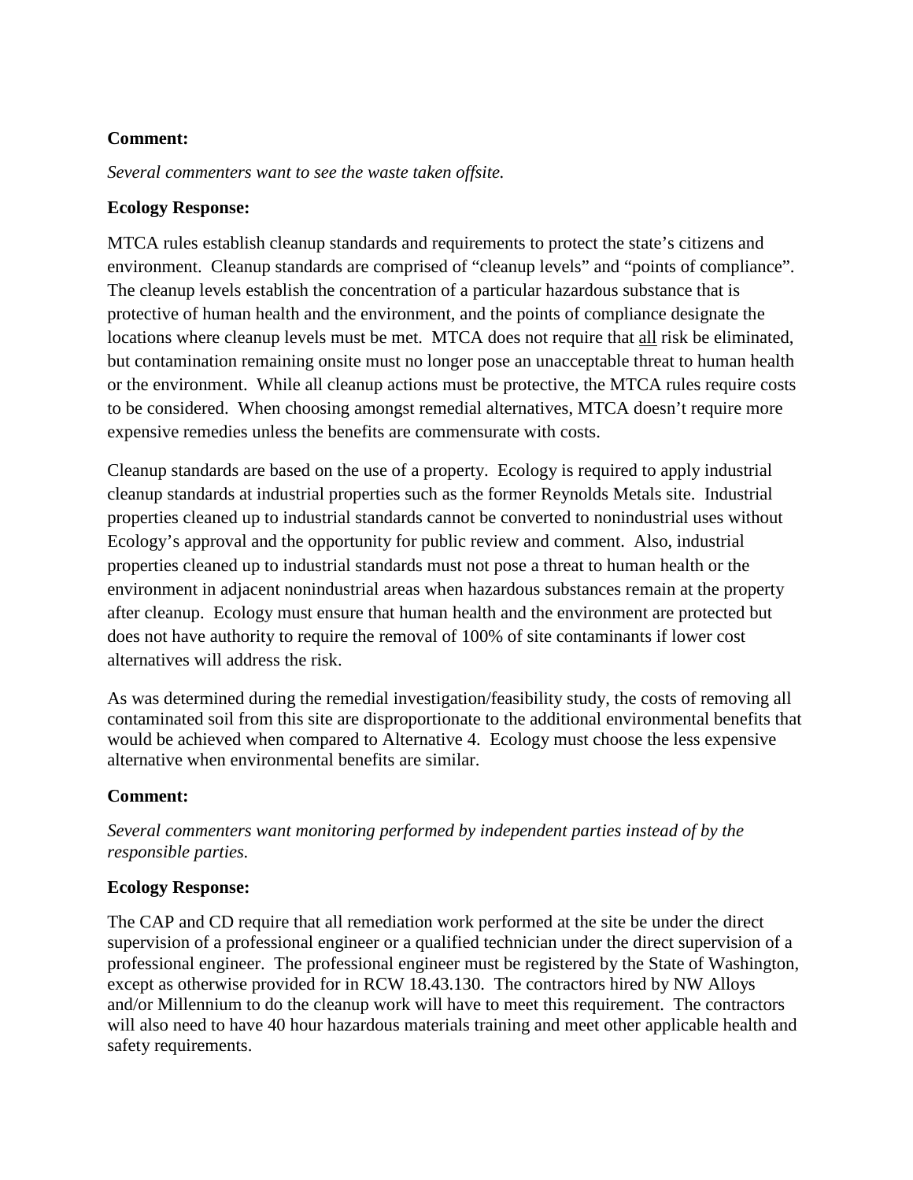**Comment:**

*Several commenters want to see the waste taken offsite.*

**Ecology Response:**

MTCA rules establish cleanup standards and requirements to protect the state's citizens and environment. Cleanup standards are comprised of "cleanup levels" and "points of compliance". The cleanup levels establish the concentration of a particular hazardous substance that is protective of human health and the environment, and the points of compliance designate the locations where cleanup levels must be met. MTCA does not require that <u>all</u> risk be eliminated, but contamination remaining onsite must no longer pose an unacceptable threat to human health or the environment. While all cleanup actions must be protective, the MTCA rules require costs to be considered. When choosing amongst remedial alternatives, MTCA doesn't require more expensive remedies unless the benefits are commensurate with costs.

Cleanup standards are based on the use of a property. Ecology is required to apply industrial cleanup standards at industrial properties such as the former Reynolds Metals site. Industrial properties cleaned up to industrial standards cannot be converted to nonindustrial uses without Ecology's approval and the opportunity for public review and comment. Also, industrial properties cleaned up to industrial standards must not pose a threat to human health or the environment in adjacent nonindustrial areas when hazardous substances remain at the property after cleanup. Ecology must ensure that human health and the environment are protected but does not have authority to require the removal of 100% of site contaminants if lower cost alternatives will address the risk.

As was determined during the remedial investigation/feasibility study, the costs of removing all contaminated soil from this site are disproportionate to the additional environmental benefits that would be achieved when compared to Alternative 4. Ecology must choose the less expensive alternative when environmental benefits are similar.

**Comment:**

*Several commenters want monitoring performed by independent parties instead of by the responsible parties.*

**Ecology Response:**

The CAP and CD require that all remediation work performed at the site be under the direct supervision of a professional engineer or a qualified technician under the direct supervision of a professional engineer. The professional engineer must be registered by the State of Washington, except as otherwise provided for in RCW 18.43.130. The contractors hired by NW Alloys and/or Millennium to do the cleanup work will have to meet this requirement. The contractors will also need to have 40 hour hazardous materials training and meet other applicable health and safety requirements.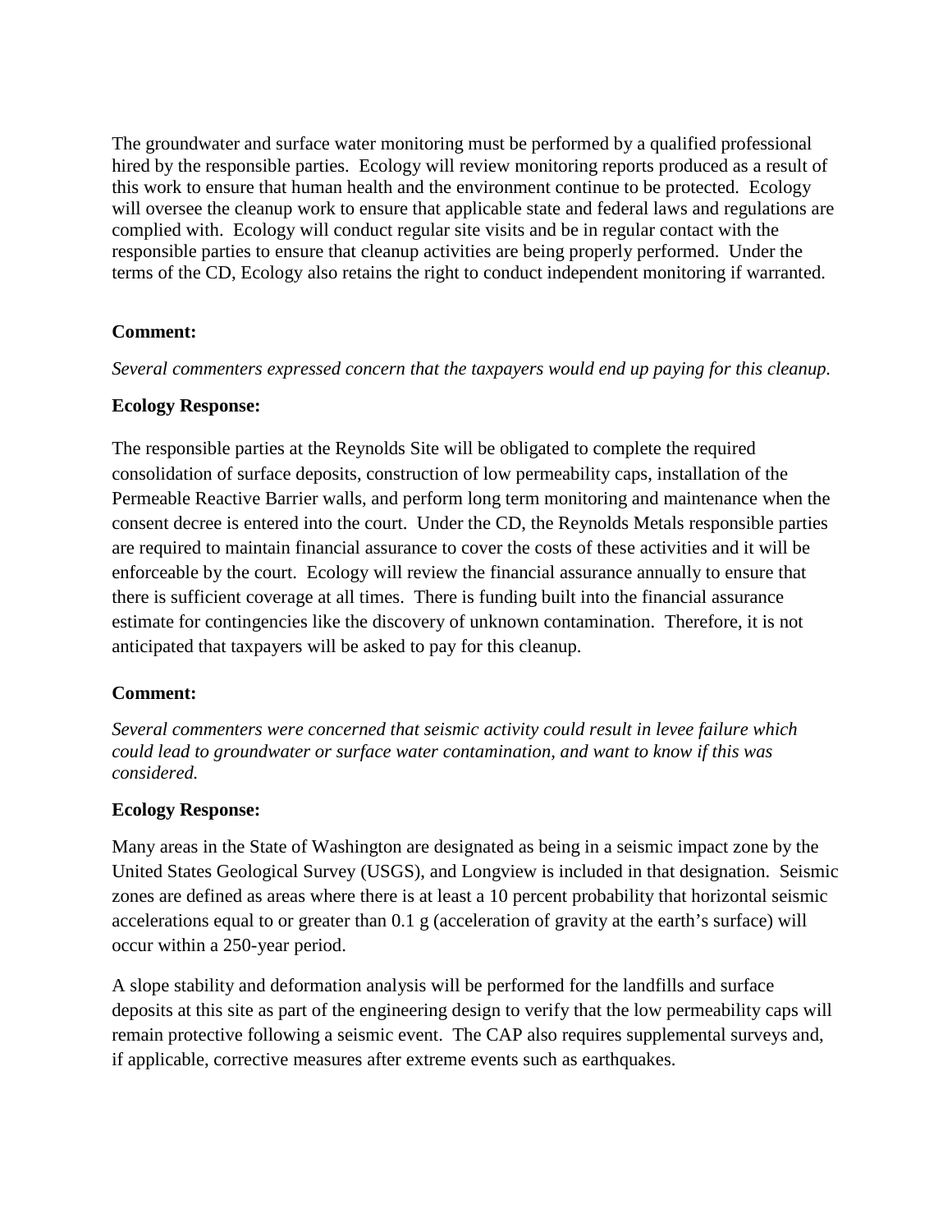The groundwater and surface water monitoring must be performed by a qualified professional hired by the responsible parties. Ecology will review monitoring reports produced as a result of this work to ensure that human health and the environment continue to be protected. Ecology will oversee the cleanup work to ensure that applicable state and federal laws and regulations are complied with. Ecology will conduct regular site visits and be in regular contact with the responsible parties to ensure that cleanup activities are being properly performed. Under the terms of the CD, Ecology also retains the right to conduct independent monitoring if warranted.

**Comment:**

*Several commenters expressed concern that the taxpayers would end up paying for this cleanup.*

**Ecology Response:**

The responsible parties at the Reynolds Site will be obligated to complete the required consolidation of surface deposits, construction of low permeability caps, installation of the Permeable Reactive Barrier walls, and perform long term monitoring and maintenance when the consent decree is entered into the court. Under the CD, the Reynolds Metals responsible parties are required to maintain financial assurance to cover the costs of these activities and it will be enforceable by the court. Ecology will review the financial assurance annually to ensure that there is sufficient coverage at all times. There is funding built into the financial assurance estimate for contingencies like the discovery of unknown contamination. Therefore, it is not anticipated that taxpayers will be asked to pay for this cleanup.

**Comment:**

*Several commenters were concerned that seismic activity could result in levee failure which could lead to groundwater or surface water contamination, and want to know if this was considered.*

**Ecology Response:**

Many areas in the State of Washington are designated as being in a seismic impact zone by the United States Geological Survey (USGS), and Longview is included in that designation. Seismic zones are defined as areas where there is at least a 10 percent probability that horizontal seismic accelerations equal to or greater than 0.1 g (acceleration of gravity at the earth's surface) will occur within a 250-year period.

A slope stability and deformation analysis will be performed for the landfills and surface deposits at this site as part of the engineering design to verify that the low permeability caps will remain protective following a seismic event. The CAP also requires supplemental surveys and, if applicable, corrective measures after extreme events such as earthquakes.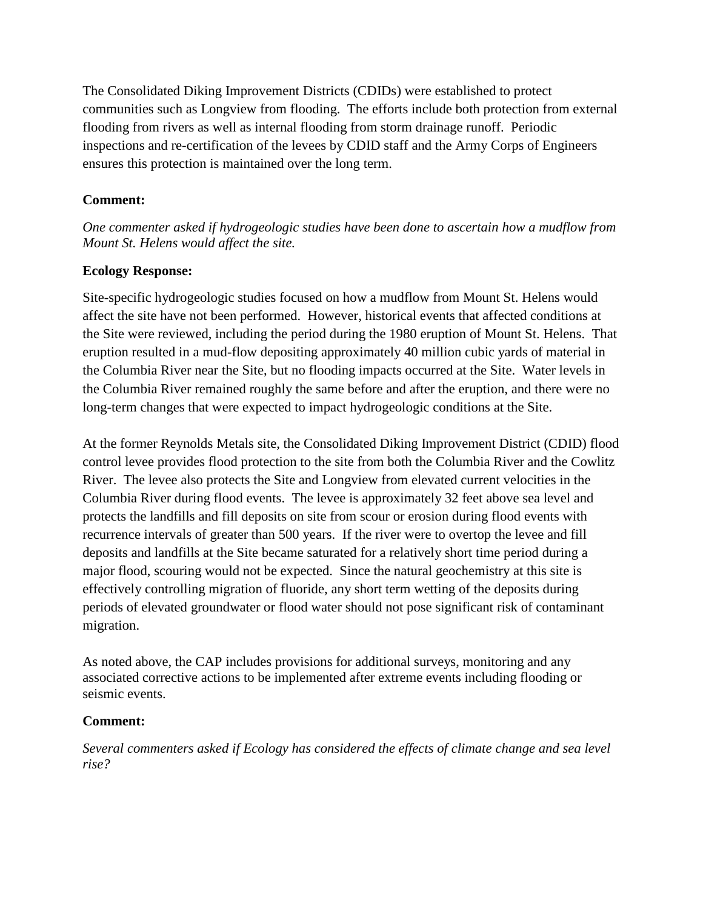The Consolidated Diking Improvement Districts (CDIDs) were established to protect communities such as Longview from flooding. The efforts include both protection from external flooding from rivers as well as internal flooding from storm drainage runoff. Periodic inspections and re-certification of the levees by CDID staff and the Army Corps of Engineers ensures this protection is maintained over the long term.

**Comment:**

*One commenter asked if hydrogeologic studies have been done to ascertain how a mudflow from Mount St. Helens would affect the site.*

**Ecology Response:**

Site-specific hydrogeologic studies focused on how a mudflow from Mount St. Helens would affect the site have not been performed. However, historical events that affected conditions at the Site were reviewed, including the period during the 1980 eruption of Mount St. Helens. That eruption resulted in a mud-flow depositing approximately 40 million cubic yards of material in the Columbia River near the Site, but no flooding impacts occurred at the Site. Water levels in the Columbia River remained roughly the same before and after the eruption, and there were no long-term changes that were expected to impact hydrogeologic conditions at the Site.

At the former Reynolds Metals site, the Consolidated Diking Improvement District (CDID) flood control levee provides flood protection to the site from both the Columbia River and the Cowlitz River. The levee also protects the Site and Longview from elevated current velocities in the Columbia River during flood events. The levee is approximately 32 feet above sea level and protects the landfills and fill deposits on site from scour or erosion during flood events with recurrence intervals of greater than 500 years. If the river were to overtop the levee and fill deposits and landfills at the Site became saturated for a relatively short time period during a major flood, scouring would not be expected. Since the natural geochemistry at this site is effectively controlling migration of fluoride, any short term wetting of the deposits during periods of elevated groundwater or flood water should not pose significant risk of contaminant migration.

As noted above, the CAP includes provisions for additional surveys, monitoring and any associated corrective actions to be implemented after extreme events including flooding or seismic events.

**Comment:**

*Several commenters asked if Ecology has considered the effects of climate change and sea level rise?*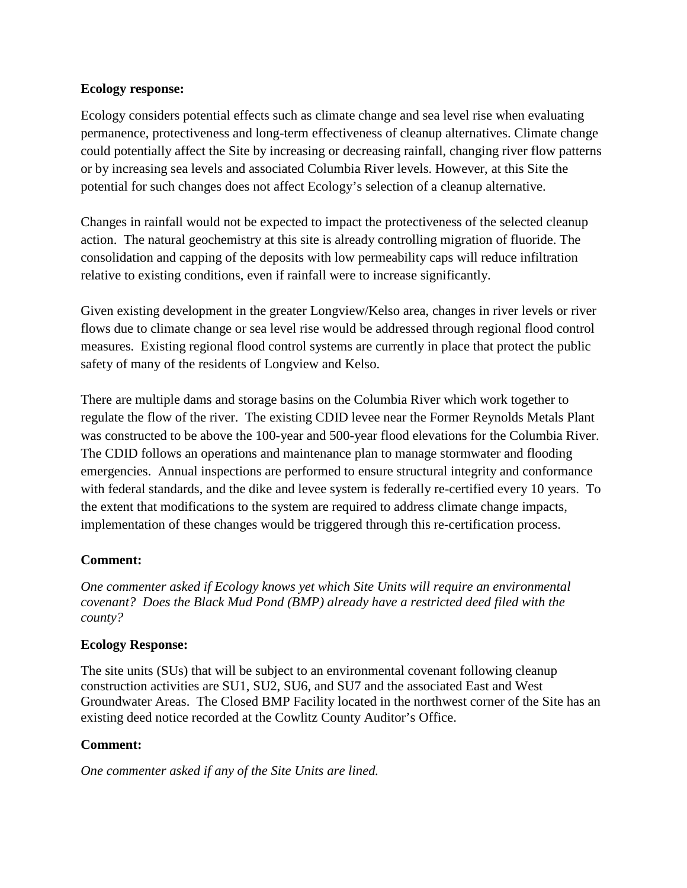**Ecology response:**

Ecology considers potential effects such as climate change and sea level rise when evaluating permanence, protectiveness and long-term effectiveness of cleanup alternatives. Climate change could potentially affect the Site by increasing or decreasing rainfall, changing river flow patterns or by increasing sea levels and associated Columbia River levels. However, at this Site the potential for such changes does not affect Ecology's selection of a cleanup alternative.

Changes in rainfall would not be expected to impact the protectiveness of the selected cleanup action. The natural geochemistry at this site is already controlling migration of fluoride. The consolidation and capping of the deposits with low permeability caps will reduce infiltration relative to existing conditions, even if rainfall were to increase significantly.

Given existing development in the greater Longview/Kelso area, changes in river levels or river flows due to climate change or sea level rise would be addressed through regional flood control measures. Existing regional flood control systems are currently in place that protect the public safety of many of the residents of Longview and Kelso.

There are multiple dams and storage basins on the Columbia River which work together to regulate the flow of the river. The existing CDID levee near the Former Reynolds Metals Plant was constructed to be above the 100-year and 500-year flood elevations for the Columbia River. The CDID follows an operations and maintenance plan to manage stormwater and flooding emergencies. Annual inspections are performed to ensure structural integrity and conformance with federal standards, and the dike and levee system is federally re-certified every 10 years. To the extent that modifications to the system are required to address climate change impacts, implementation of these changes would be triggered through this re-certification process.

**Comment:**

*One commenter asked if Ecology knows yet which Site Units will require an environmental covenant? Does the Black Mud Pond (BMP) already have a restricted deed filed with the county?*

**Ecology Response:**

The site units (SUs) that will be subject to an environmental covenant following cleanup construction activities are SU1, SU2, SU6, and SU7 and the associated East and West Groundwater Areas. The Closed BMP Facility located in the northwest corner of the Site has an existing deed notice recorded at the Cowlitz County Auditor's Office.

**Comment:**

*One commenter asked if any of the Site Units are lined.*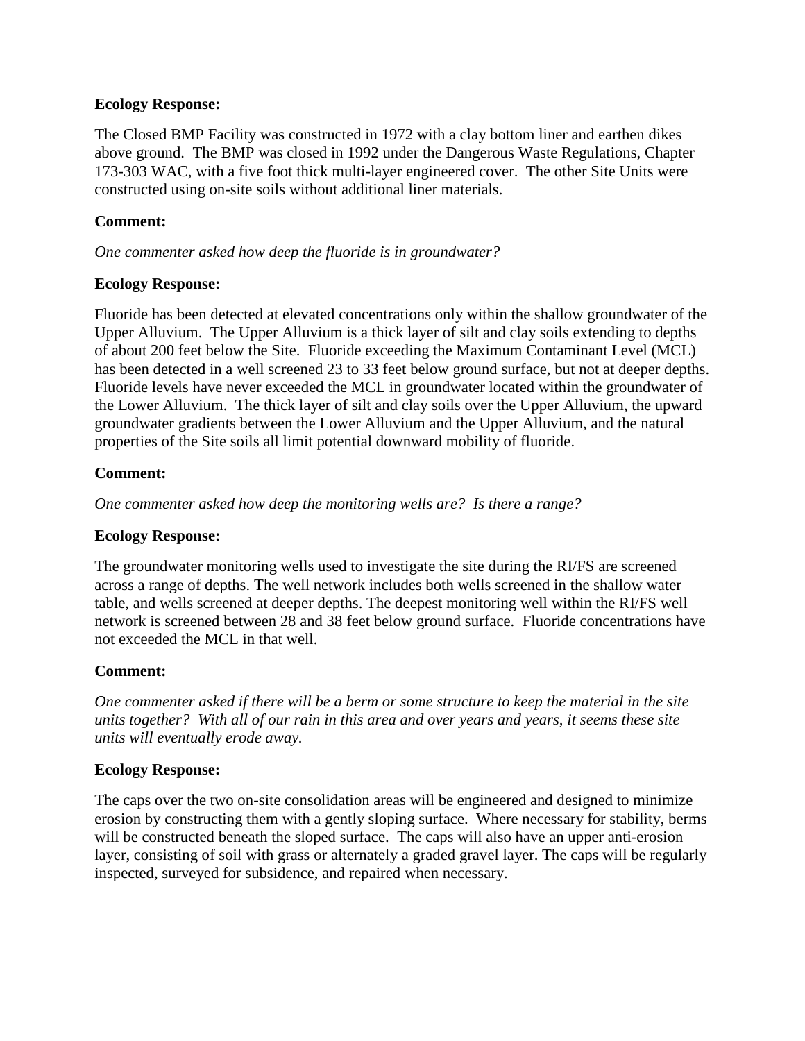**Ecology Response:**

The Closed BMP Facility was constructed in 1972 with a clay bottom liner and earthen dikes above ground. The BMP was closed in 1992 under the Dangerous Waste Regulations, Chapter 173-303 WAC, with a five foot thick multi-layer engineered cover. The other Site Units were constructed using on-site soils without additional liner materials.

**Comment:**

*One commenter asked how deep the fluoride is in groundwater?*

**Ecology Response:**

Fluoride has been detected at elevated concentrations only within the shallow groundwater of the Upper Alluvium. The Upper Alluvium is a thick layer of silt and clay soils extending to depths of about 200 feet below the Site. Fluoride exceeding the Maximum Contaminant Level (MCL) has been detected in a well screened 23 to 33 feet below ground surface, but not at deeper depths. Fluoride levels have never exceeded the MCL in groundwater located within the groundwater of the Lower Alluvium. The thick layer of silt and clay soils over the Upper Alluvium, the upward groundwater gradients between the Lower Alluvium and the Upper Alluvium, and the natural properties of the Site soils all limit potential downward mobility of fluoride.

**Comment:**

*One commenter asked how deep the monitoring wells are? Is there a range?*

**Ecology Response:**

The groundwater monitoring wells used to investigate the site during the RI/FS are screened across a range of depths. The well network includes both wells screened in the shallow water table, and wells screened at deeper depths. The deepest monitoring well within the RI/FS well network is screened between 28 and 38 feet below ground surface. Fluoride concentrations have not exceeded the MCL in that well.

**Comment:**

*One commenter asked if there will be a berm or some structure to keep the material in the site units together? With all of our rain in this area and over years and years, it seems these site units will eventually erode away.*

**Ecology Response:**

The caps over the two on-site consolidation areas will be engineered and designed to minimize erosion by constructing them with a gently sloping surface. Where necessary for stability, berms will be constructed beneath the sloped surface. The caps will also have an upper anti-erosion layer, consisting of soil with grass or alternately a graded gravel layer. The caps will be regularly inspected, surveyed for subsidence, and repaired when necessary.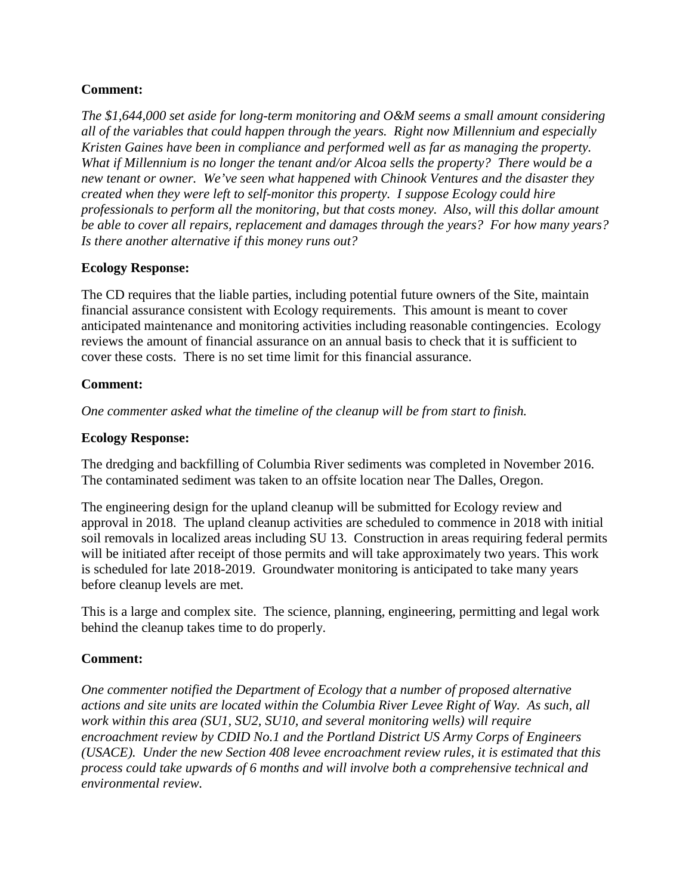**Comment:**

*The $1,644,000 set aside for long-term monitoring and O&M seems a small amount considering all of the variables that could happen through the years. Right now Millennium and especially Kristen Gaines have been in compliance and performed well as far as managing the property. What if Millennium is no longer the tenant and/or Alcoa sells the property? There would be a new tenant or owner. We've seen what happened with Chinook Ventures and the disaster they created when they were left to self-monitor this property. I suppose Ecology could hire professionals to perform all the monitoring, but that costs money. Also, will this dollar amount be able to cover all repairs, replacement and damages through the years? For how many years? Is there another alternative if this money runs out?*

**Ecology Response:**

The CD requires that the liable parties, including potential future owners of the Site, maintain financial assurance consistent with Ecology requirements. This amount is meant to cover anticipated maintenance and monitoring activities including reasonable contingencies. Ecology reviews the amount of financial assurance on an annual basis to check that it is sufficient to cover these costs. There is no set time limit for this financial assurance.

**Comment:**

*One commenter asked what the timeline of the cleanup will be from start to finish.*

**Ecology Response:**

The dredging and backfilling of Columbia River sediments was completed in November 2016. The contaminated sediment was taken to an offsite location near The Dalles, Oregon.

The engineering design for the upland cleanup will be submitted for Ecology review and approval in 2018. The upland cleanup activities are scheduled to commence in 2018 with initial soil removals in localized areas including SU 13. Construction in areas requiring federal permits will be initiated after receipt of those permits and will take approximately two years. This work is scheduled for late 2018-2019. Groundwater monitoring is anticipated to take many years before cleanup levels are met.

This is a large and complex site. The science, planning, engineering, permitting and legal work behind the cleanup takes time to do properly.

**Comment:**

*One commenter notified the Department of Ecology that a number of proposed alternative actions and site units are located within the Columbia River Levee Right of Way. As such, all work within this area (SU1, SU2, SU10, and several monitoring wells) will require encroachment review by CDID No.1 and the Portland District US Army Corps of Engineers (USACE). Under the new Section 408 levee encroachment review rules, it is estimated that this process could take upwards of 6 months and will involve both a comprehensive technical and environmental review.*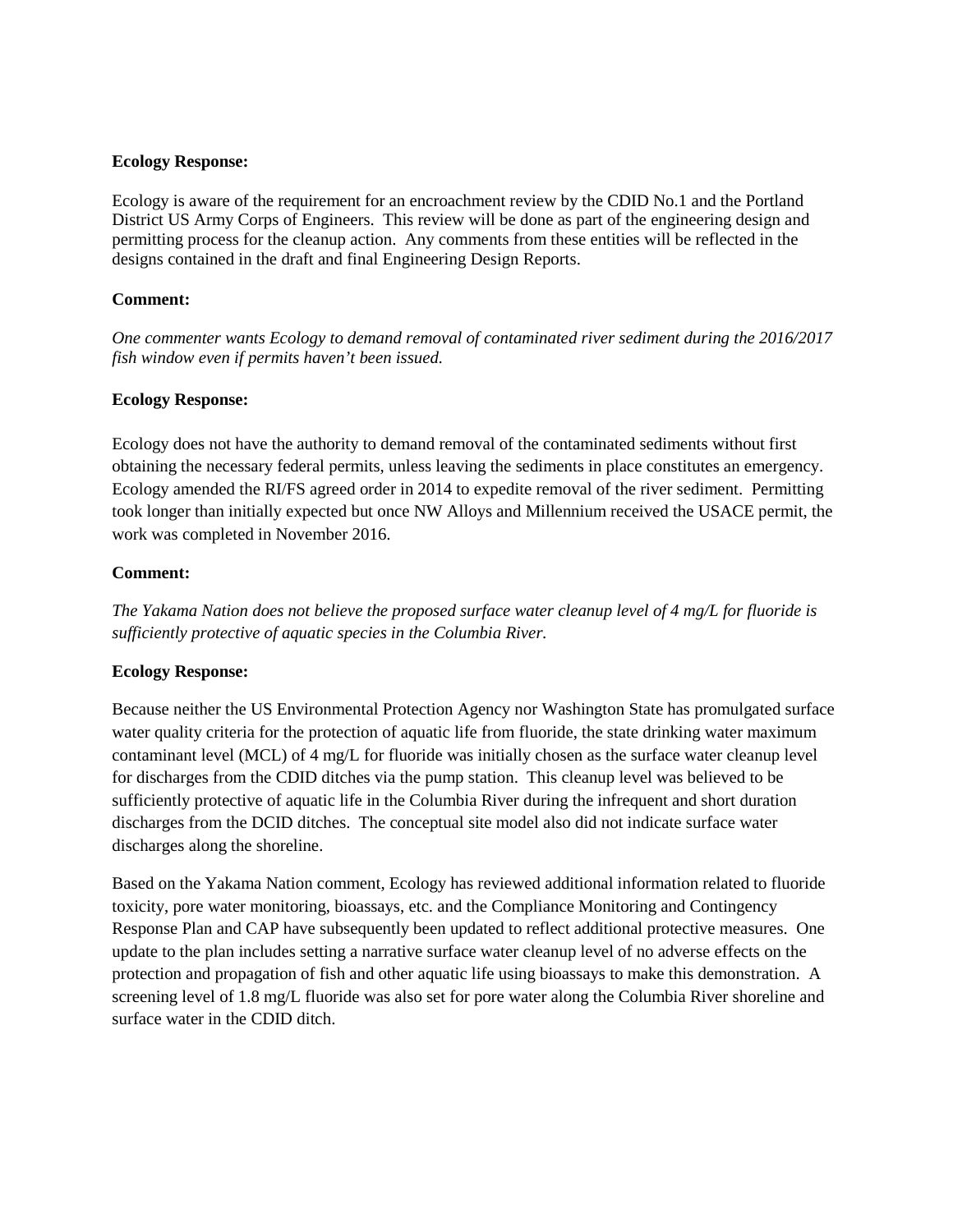**Ecology Response:**

Ecology is aware of the requirement for an encroachment review by the CDID No.1 and the Portland District US Army Corps of Engineers. This review will be done as part of the engineering design and permitting process for the cleanup action. Any comments from these entities will be reflected in the designs contained in the draft and final Engineering Design Reports.

**Comment:**

*One commenter wants Ecology to demand removal of contaminated river sediment during the 2016/2017 fish window even if permits haven't been issued.*

**Ecology Response:**

Ecology does not have the authority to demand removal of the contaminated sediments without first obtaining the necessary federal permits, unless leaving the sediments in place constitutes an emergency. Ecology amended the RI/FS agreed order in 2014 to expedite removal of the river sediment. Permitting took longer than initially expected but once NW Alloys and Millennium received the USACE permit, the work was completed in November 2016.

**Comment:**

*The Yakama Nation does not believe the proposed surface water cleanup level of 4 mg/L for fluoride is sufficiently protective of aquatic species in the Columbia River.*

**Ecology Response:**

Because neither the US Environmental Protection Agency nor Washington State has promulgated surface water quality criteria for the protection of aquatic life from fluoride, the state drinking water maximum contaminant level (MCL) of 4 mg/L for fluoride was initially chosen as the surface water cleanup level for discharges from the CDID ditches via the pump station. This cleanup level was believed to be sufficiently protective of aquatic life in the Columbia River during the infrequent and short duration discharges from the DCID ditches. The conceptual site model also did not indicate surface water discharges along the shoreline.

Based on the Yakama Nation comment, Ecology has reviewed additional information related to fluoride toxicity, pore water monitoring, bioassays, etc. and the Compliance Monitoring and Contingency Response Plan and CAP have subsequently been updated to reflect additional protective measures. One update to the plan includes setting a narrative surface water cleanup level of no adverse effects on the protection and propagation of fish and other aquatic life using bioassays to make this demonstration. A screening level of 1.8 mg/L fluoride was also set for pore water along the Columbia River shoreline and surface water in the CDID ditch.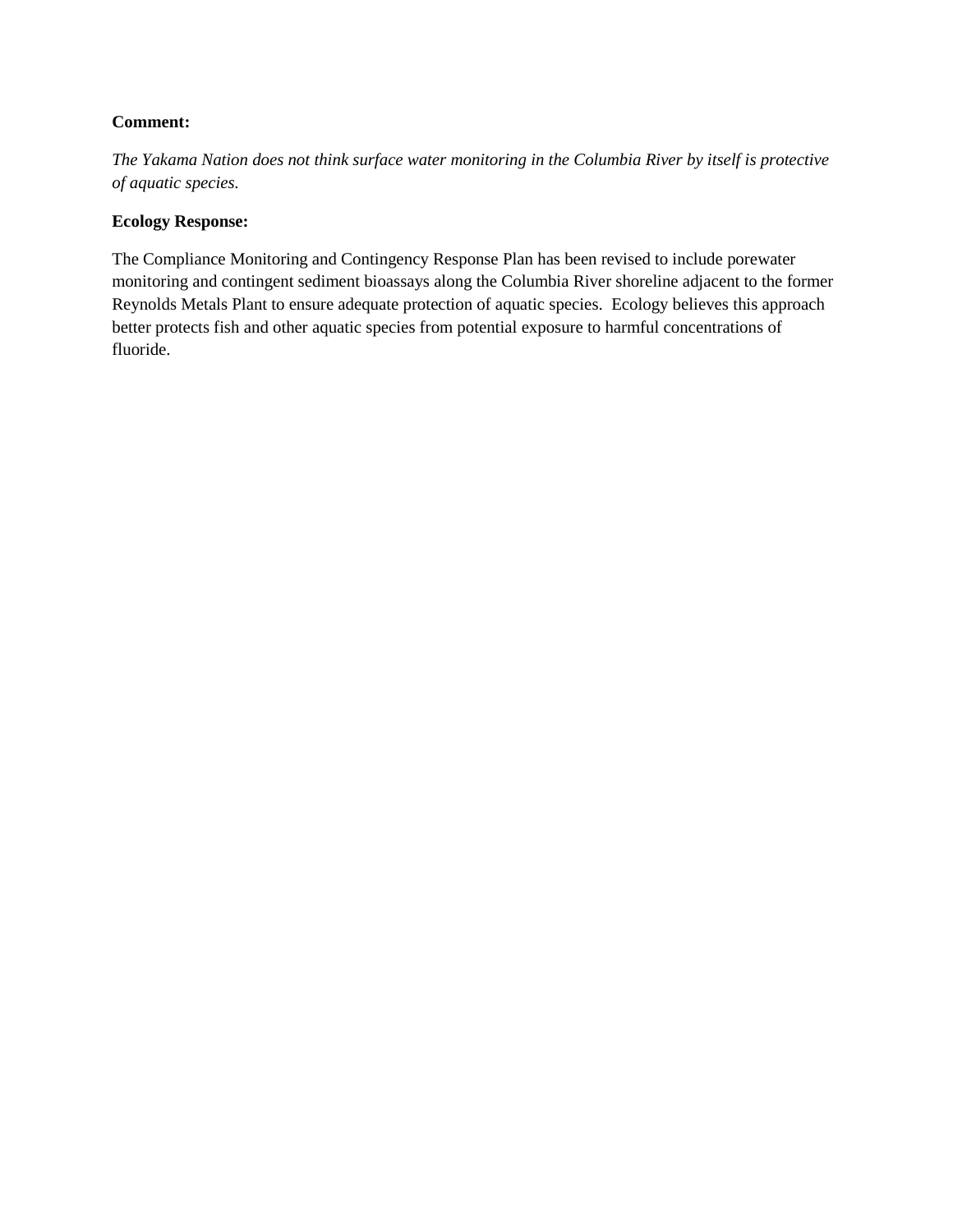**Comment:**

*The Yakama Nation does not think surface water monitoring in the Columbia River by itself is protective of aquatic species.*

**Ecology Response:**

The Compliance Monitoring and Contingency Response Plan has been revised to include porewater monitoring and contingent sediment bioassays along the Columbia River shoreline adjacent to the former Reynolds Metals Plant to ensure adequate protection of aquatic species. Ecology believes this approach better protects fish and other aquatic species from potential exposure to harmful concentrations of fluoride.